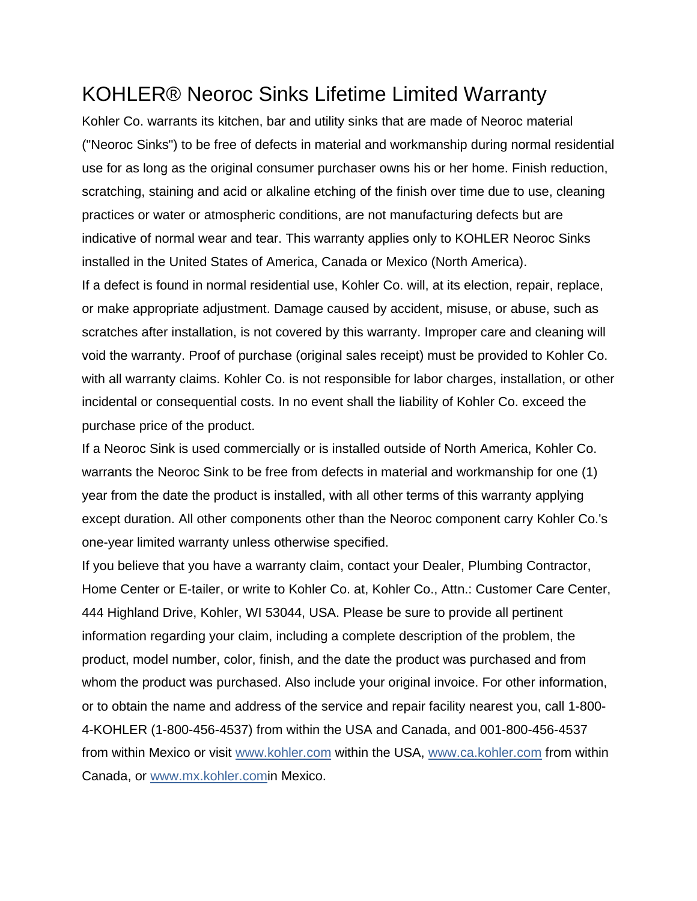# KOHLER® Neoroc Sinks Lifetime Limited Warranty

Kohler Co. warrants its kitchen, bar and utility sinks that are made of Neoroc material ("Neoroc Sinks") to be free of defects in material and workmanship during normal residential use for as long as the original consumer purchaser owns his or her home. Finish reduction, scratching, staining and acid or alkaline etching of the finish over time due to use, cleaning practices or water or atmospheric conditions, are not manufacturing defects but are indicative of normal wear and tear. This warranty applies only to KOHLER Neoroc Sinks installed in the United States of America, Canada or Mexico (North America).

If a defect is found in normal residential use, Kohler Co. will, at its election, repair, replace, or make appropriate adjustment. Damage caused by accident, misuse, or abuse, such as scratches after installation, is not covered by this warranty. Improper care and cleaning will void the warranty. Proof of purchase (original sales receipt) must be provided to Kohler Co. with all warranty claims. Kohler Co. is not responsible for labor charges, installation, or other incidental or consequential costs. In no event shall the liability of Kohler Co. exceed the purchase price of the product.

If a Neoroc Sink is used commercially or is installed outside of North America, Kohler Co. warrants the Neoroc Sink to be free from defects in material and workmanship for one (1) year from the date the product is installed, with all other terms of this warranty applying except duration. All other components other than the Neoroc component carry Kohler Co.'s one-year limited warranty unless otherwise specified.

If you believe that you have a warranty claim, contact your Dealer, Plumbing Contractor, Home Center or E-tailer, or write to Kohler Co. at, Kohler Co., Attn.: Customer Care Center, 444 Highland Drive, Kohler, WI 53044, USA. Please be sure to provide all pertinent information regarding your claim, including a complete description of the problem, the product, model number, color, finish, and the date the product was purchased and from whom the product was purchased. Also include your original invoice. For other information, or to obtain the name and address of the service and repair facility nearest you, call 1-800-4-KOHLER (1-800-456-4537) from within the USA and Canada, and 001-800-456-4537 from within Mexico or visit www.kohler.com within the USA, www.ca.kohler.com from within Canada, or www.mx.kohler.comin Mexico.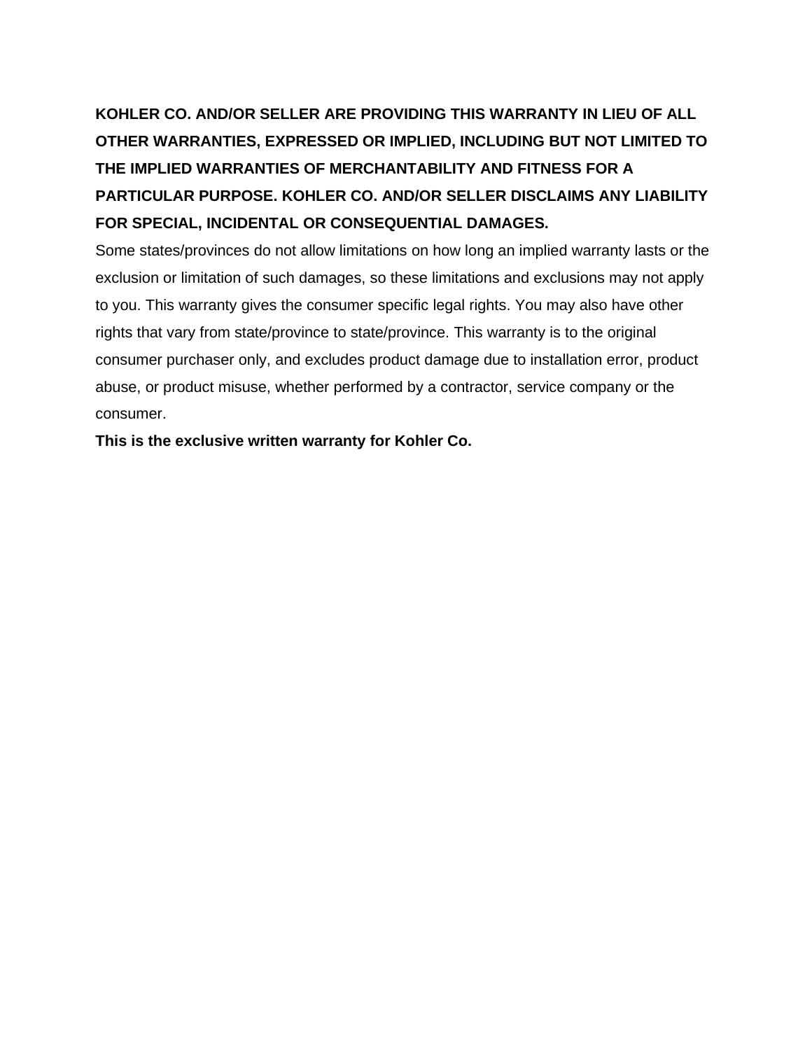**KOHLER CO. AND/OR SELLER ARE PROVIDING THIS WARRANTY IN LIEU OF ALL OTHER WARRANTIES, EXPRESSED OR IMPLIED, INCLUDING BUT NOT LIMITED TO THE IMPLIED WARRANTIES OF MERCHANTABILITY AND FITNESS FOR A PARTICULAR PURPOSE. KOHLER CO. AND/OR SELLER DISCLAIMS ANY LIABILITY FOR SPECIAL, INCIDENTAL OR CONSEQUENTIAL DAMAGES.**

Some states/provinces do not allow limitations on how long an implied warranty lasts or the exclusion or limitation of such damages, so these limitations and exclusions may not apply to you. This warranty gives the consumer specific legal rights. You may also have other rights that vary from state/province to state/province. This warranty is to the original consumer purchaser only, and excludes product damage due to installation error, product abuse, or product misuse, whether performed by a contractor, service company or the consumer.

**This is the exclusive written warranty for Kohler Co.**